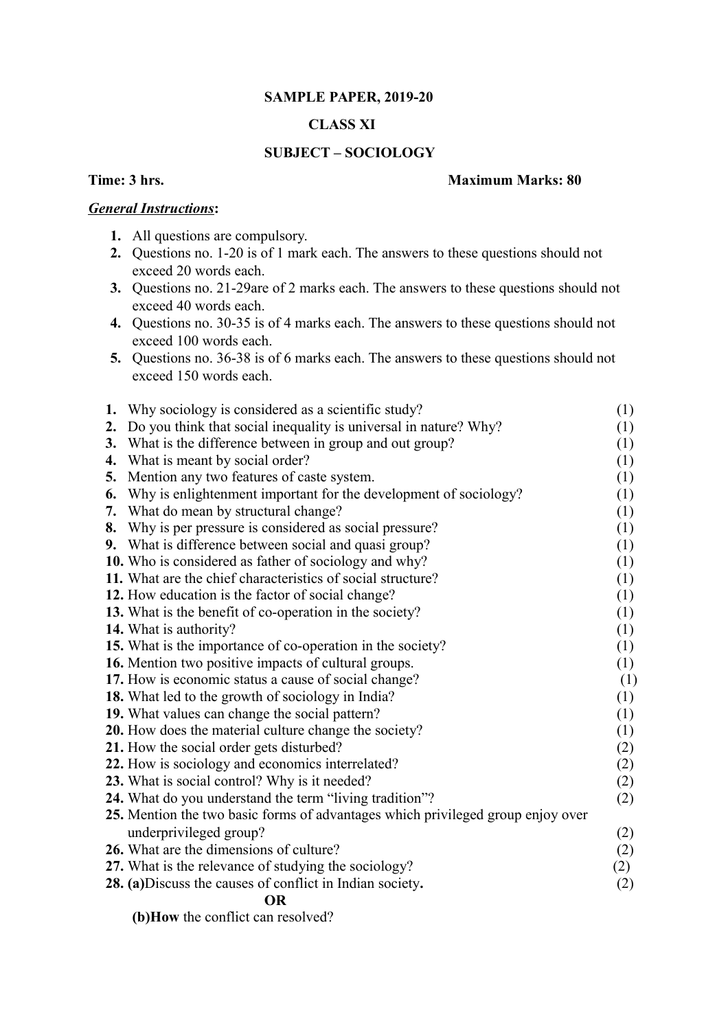**SAMPLE PAPER, 2019-20**

**CLASS XI**

**SUBJECT – SOCIOLOGY**

**Time: 3 hrs.** **Maximum Marks: 80**

***General Instructions*:**

1. All questions are compulsory.
2. Questions no. 1-20 is of 1 mark each. The answers to these questions should not exceed 20 words each.
3. Questions no. 21-29are of 2 marks each. The answers to these questions should not exceed 40 words each.
4. Questions no. 30-35 is of 4 marks each. The answers to these questions should not exceed 100 words each.
5. Questions no. 36-38 is of 6 marks each. The answers to these questions should not exceed 150 words each.

1. Why sociology is considered as a scientific study? (1)
2. Do you think that social inequality is universal in nature? Why? (1)
3. What is the difference between in group and out group? (1)
4. What is meant by social order? (1)
5. Mention any two features of caste system. (1)
6. Why is enlightenment important for the development of sociology? (1)
7. What do mean by structural change? (1)
8. Why is per pressure is considered as social pressure? (1)
9. What is difference between social and quasi group? (1)
10. Who is considered as father of sociology and why? (1)
11. What are the chief characteristics of social structure? (1)
12. How education is the factor of social change? (1)
13. What is the benefit of co-operation in the society? (1)
14. What is authority? (1)
15. What is the importance of co-operation in the society? (1)
16. Mention two positive impacts of cultural groups. (1)
17. How is economic status a cause of social change? (1)
18. What led to the growth of sociology in India? (1)
19. What values can change the social pattern? (1)
20. How does the material culture change the society? (1)
21. How the social order gets disturbed? (2)
22. How is sociology and economics interrelated? (2)
23. What is social control? Why is it needed? (2)
24. What do you understand the term "living tradition"? (2)
25. Mention the two basic forms of advantages which privileged group enjoy over underprivileged group? (2)
26. What are the dimensions of culture? (2)
27. What is the relevance of studying the sociology? (2)
28. **(a)**Discuss the causes of conflict in Indian society**.** (2)

    **OR**

    **(b)How** the conflict can resolved?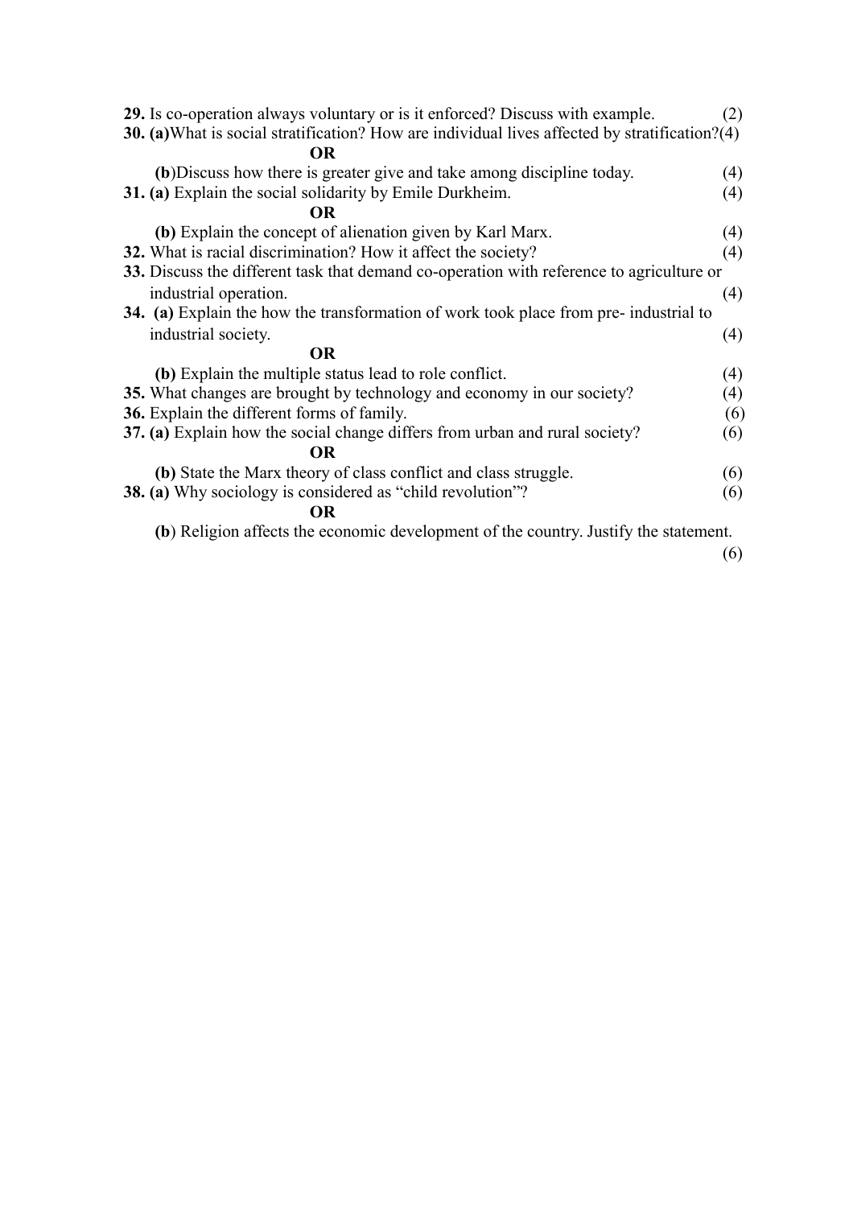**29.** Is co-operation always voluntary or is it enforced? Discuss with example. (2)

**30. (a)**What is social stratification? How are individual lives affected by stratification?(4)

**OR**

**(b)**Discuss how there is greater give and take among discipline today. (4)

**31. (a)** Explain the social solidarity by Emile Durkheim. (4)

**OR**

**(b)** Explain the concept of alienation given by Karl Marx. (4)

**32.** What is racial discrimination? How it affect the society? (4)

**33.** Discuss the different task that demand co-operation with reference to agriculture or industrial operation. (4)

**34. (a)** Explain the how the transformation of work took place from pre- industrial to industrial society. (4)

**OR**

**(b)** Explain the multiple status lead to role conflict. (4)

**35.** What changes are brought by technology and economy in our society? (4)

**36.** Explain the different forms of family. (6)

**37. (a)** Explain how the social change differs from urban and rural society? (6)

**OR**

**(b)** State the Marx theory of class conflict and class struggle. (6)

**38. (a)** Why sociology is considered as "child revolution"? (6)

**OR**

**(b**) Religion affects the economic development of the country. Justify the statement. (6)